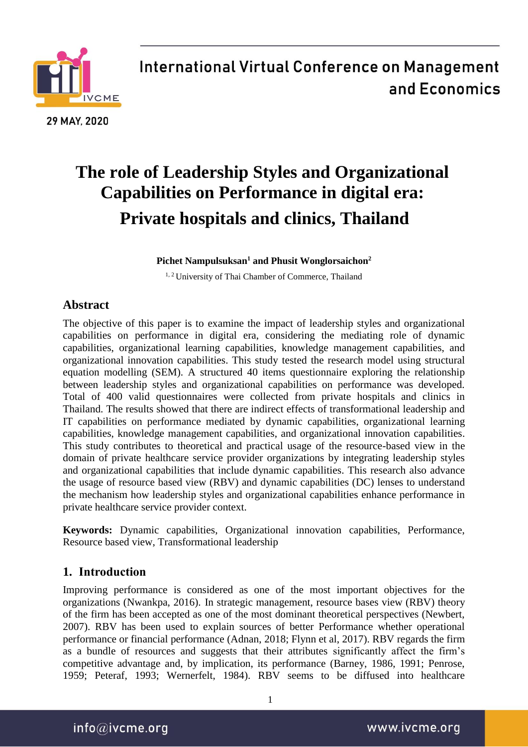# The role of Leadership Styles and Organizational Capabilities on Performance in digital era: Private hospitals and clinics, Thailand

**Pichet Nampulsuksan[1] and Phusit Wonglorsaichon[2]**

[1, 2] University of Thai Chamber of Commerce, Thailand

## Abstract

The objective of this paper is to examine the impact of leadership styles and organizational capabilities on performance in digital era, considering the mediating role of dynamic capabilities, organizational learning capabilities, knowledge management capabilities, and organizational innovation capabilities. This study tested the research model using structural equation modelling (SEM). A structured 40 items questionnaire exploring the relationship between leadership styles and organizational capabilities on performance was developed. Total of 400 valid questionnaires were collected from private hospitals and clinics in Thailand. The results showed that there are indirect effects of transformational leadership and IT capabilities on performance mediated by dynamic capabilities, organizational learning capabilities, knowledge management capabilities, and organizational innovation capabilities. This study contributes to theoretical and practical usage of the resource-based view in the domain of private healthcare service provider organizations by integrating leadership styles and organizational capabilities that include dynamic capabilities. This research also advance the usage of resource based view (RBV) and dynamic capabilities (DC) lenses to understand the mechanism how leadership styles and organizational capabilities enhance performance in private healthcare service provider context.

**Keywords:** Dynamic capabilities, Organizational innovation capabilities, Performance, Resource based view, Transformational leadership

## 1. Introduction

Improving performance is considered as one of the most important objectives for the organizations (Nwankpa, 2016). In strategic management, resource bases view (RBV) theory of the firm has been accepted as one of the most dominant theoretical perspectives (Newbert, 2007). RBV has been used to explain sources of better Performance whether operational performance or financial performance (Adnan, 2018; Flynn et al, 2017). RBV regards the firm as a bundle of resources and suggests that their attributes significantly affect the firm's competitive advantage and, by implication, its performance (Barney, 1986, 1991; Penrose, 1959; Peteraf, 1993; Wernerfelt, 1984). RBV seems to be diffused into healthcare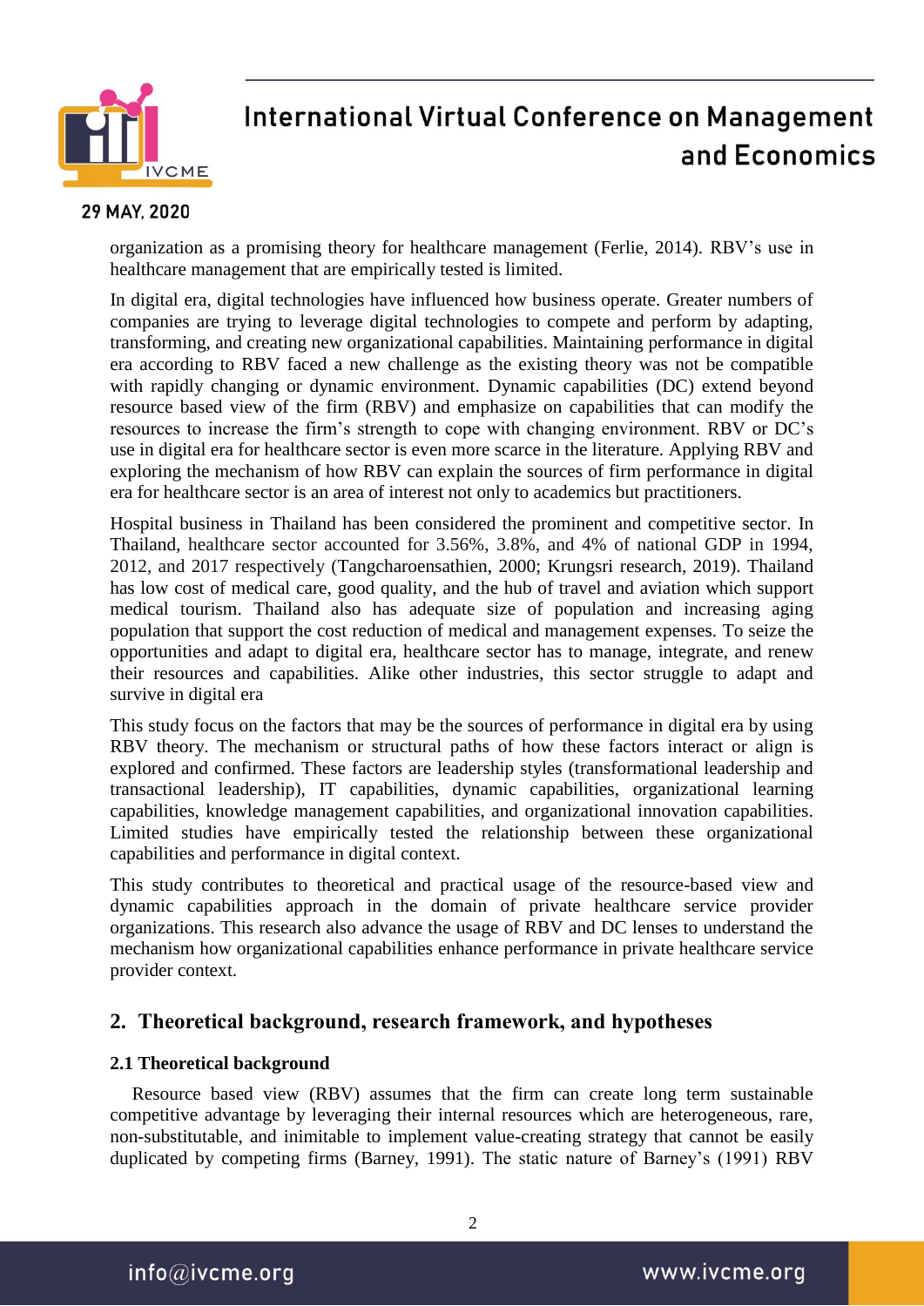organization as a promising theory for healthcare management (Ferlie, 2014). RBV's use in healthcare management that are empirically tested is limited.

In digital era, digital technologies have influenced how business operate. Greater numbers of companies are trying to leverage digital technologies to compete and perform by adapting, transforming, and creating new organizational capabilities. Maintaining performance in digital era according to RBV faced a new challenge as the existing theory was not be compatible with rapidly changing or dynamic environment. Dynamic capabilities (DC) extend beyond resource based view of the firm (RBV) and emphasize on capabilities that can modify the resources to increase the firm's strength to cope with changing environment. RBV or DC's use in digital era for healthcare sector is even more scarce in the literature. Applying RBV and exploring the mechanism of how RBV can explain the sources of firm performance in digital era for healthcare sector is an area of interest not only to academics but practitioners.

Hospital business in Thailand has been considered the prominent and competitive sector. In Thailand, healthcare sector accounted for 3.56%, 3.8%, and 4% of national GDP in 1994, 2012, and 2017 respectively (Tangcharoensathien, 2000; Krungsri research, 2019). Thailand has low cost of medical care, good quality, and the hub of travel and aviation which support medical tourism. Thailand also has adequate size of population and increasing aging population that support the cost reduction of medical and management expenses. To seize the opportunities and adapt to digital era, healthcare sector has to manage, integrate, and renew their resources and capabilities. Alike other industries, this sector struggle to adapt and survive in digital era

This study focus on the factors that may be the sources of performance in digital era by using RBV theory. The mechanism or structural paths of how these factors interact or align is explored and confirmed. These factors are leadership styles (transformational leadership and transactional leadership), IT capabilities, dynamic capabilities, organizational learning capabilities, knowledge management capabilities, and organizational innovation capabilities. Limited studies have empirically tested the relationship between these organizational capabilities and performance in digital context.

This study contributes to theoretical and practical usage of the resource-based view and dynamic capabilities approach in the domain of private healthcare service provider organizations. This research also advance the usage of RBV and DC lenses to understand the mechanism how organizational capabilities enhance performance in private healthcare service provider context.

## 2. Theoretical background, research framework, and hypotheses

### 2.1 Theoretical background

Resource based view (RBV) assumes that the firm can create long term sustainable competitive advantage by leveraging their internal resources which are heterogeneous, rare, non-substitutable, and inimitable to implement value-creating strategy that cannot be easily duplicated by competing firms (Barney, 1991). The static nature of Barney's (1991) RBV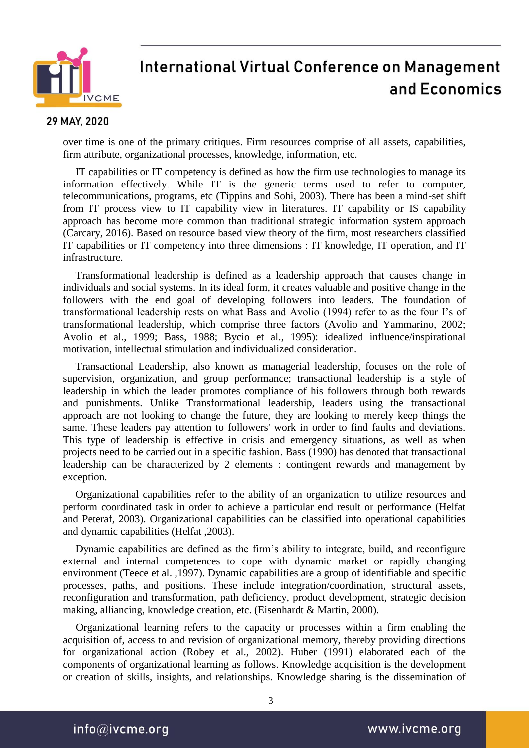over time is one of the primary critiques. Firm resources comprise of all assets, capabilities, firm attribute, organizational processes, knowledge, information, etc.

IT capabilities or IT competency is defined as how the firm use technologies to manage its information effectively. While IT is the generic terms used to refer to computer, telecommunications, programs, etc (Tippins and Sohi, 2003). There has been a mind-set shift from IT process view to IT capability view in literatures. IT capability or IS capability approach has become more common than traditional strategic information system approach (Carcary, 2016). Based on resource based view theory of the firm, most researchers classified IT capabilities or IT competency into three dimensions : IT knowledge, IT operation, and IT infrastructure.

Transformational leadership is defined as a leadership approach that causes change in individuals and social systems. In its ideal form, it creates valuable and positive change in the followers with the end goal of developing followers into leaders. The foundation of transformational leadership rests on what Bass and Avolio (1994) refer to as the four I's of transformational leadership, which comprise three factors (Avolio and Yammarino, 2002; Avolio et al., 1999; Bass, 1988; Bycio et al., 1995): idealized influence/inspirational motivation, intellectual stimulation and individualized consideration.

Transactional Leadership, also known as managerial leadership, focuses on the role of supervision, organization, and group performance; transactional leadership is a style of leadership in which the leader promotes compliance of his followers through both rewards and punishments. Unlike Transformational leadership, leaders using the transactional approach are not looking to change the future, they are looking to merely keep things the same. These leaders pay attention to followers' work in order to find faults and deviations. This type of leadership is effective in crisis and emergency situations, as well as when projects need to be carried out in a specific fashion. Bass (1990) has denoted that transactional leadership can be characterized by 2 elements : contingent rewards and management by exception.

Organizational capabilities refer to the ability of an organization to utilize resources and perform coordinated task in order to achieve a particular end result or performance (Helfat and Peteraf, 2003). Organizational capabilities can be classified into operational capabilities and dynamic capabilities (Helfat ,2003).

Dynamic capabilities are defined as the firm's ability to integrate, build, and reconfigure external and internal competences to cope with dynamic market or rapidly changing environment (Teece et al. ,1997). Dynamic capabilities are a group of identifiable and specific processes, paths, and positions. These include integration/coordination, structural assets, reconfiguration and transformation, path deficiency, product development, strategic decision making, alliancing, knowledge creation, etc. (Eisenhardt & Martin, 2000).

Organizational learning refers to the capacity or processes within a firm enabling the acquisition of, access to and revision of organizational memory, thereby providing directions for organizational action (Robey et al., 2002). Huber (1991) elaborated each of the components of organizational learning as follows. Knowledge acquisition is the development or creation of skills, insights, and relationships. Knowledge sharing is the dissemination of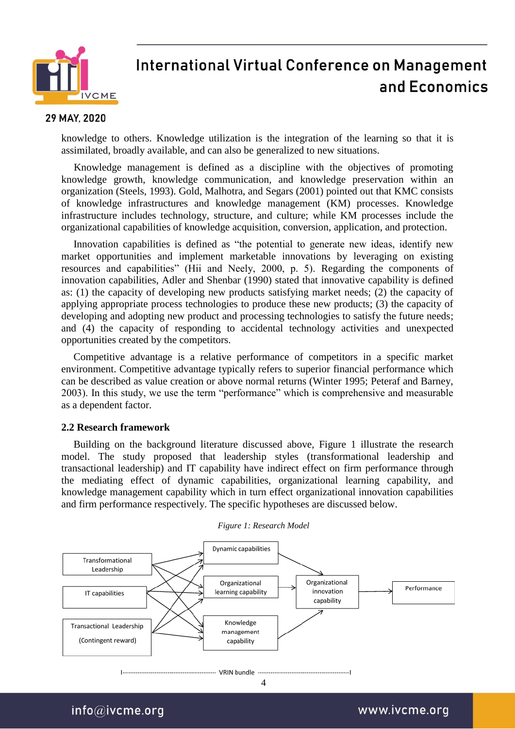knowledge to others. Knowledge utilization is the integration of the learning so that it is assimilated, broadly available, and can also be generalized to new situations.

Knowledge management is defined as a discipline with the objectives of promoting knowledge growth, knowledge communication, and knowledge preservation within an organization (Steels, 1993). Gold, Malhotra, and Segars (2001) pointed out that KMC consists of knowledge infrastructures and knowledge management (KM) processes. Knowledge infrastructure includes technology, structure, and culture; while KM processes include the organizational capabilities of knowledge acquisition, conversion, application, and protection.

Innovation capabilities is defined as "the potential to generate new ideas, identify new market opportunities and implement marketable innovations by leveraging on existing resources and capabilities" (Hii and Neely, 2000, p. 5). Regarding the components of innovation capabilities, Adler and Shenbar (1990) stated that innovative capability is defined as: (1) the capacity of developing new products satisfying market needs; (2) the capacity of applying appropriate process technologies to produce these new products; (3) the capacity of developing and adopting new product and processing technologies to satisfy the future needs; and (4) the capacity of responding to accidental technology activities and unexpected opportunities created by the competitors.

Competitive advantage is a relative performance of competitors in a specific market environment. Competitive advantage typically refers to superior financial performance which can be described as value creation or above normal returns (Winter 1995; Peteraf and Barney, 2003). In this study, we use the term "performance" which is comprehensive and measurable as a dependent factor.

### 2.2 Research framework

Building on the background literature discussed above, Figure 1 illustrate the research model. The study proposed that leadership styles (transformational leadership and transactional leadership) and IT capability have indirect effect on firm performance through the mediating effect of dynamic capabilities, organizational learning capability, and knowledge management capability which in turn effect organizational innovation capabilities and firm performance respectively. The specific hypotheses are discussed below.

*Figure 1: Research Model*

Transformational Leadership | IT capabilities | Transactional Leadership (Contingent reward) → Dynamic capabilities | Organizational learning capability | Knowledge management capability → Organizational innovation capability → Performance

I------------------------------------------- VRIN bundle -------------------------------------------I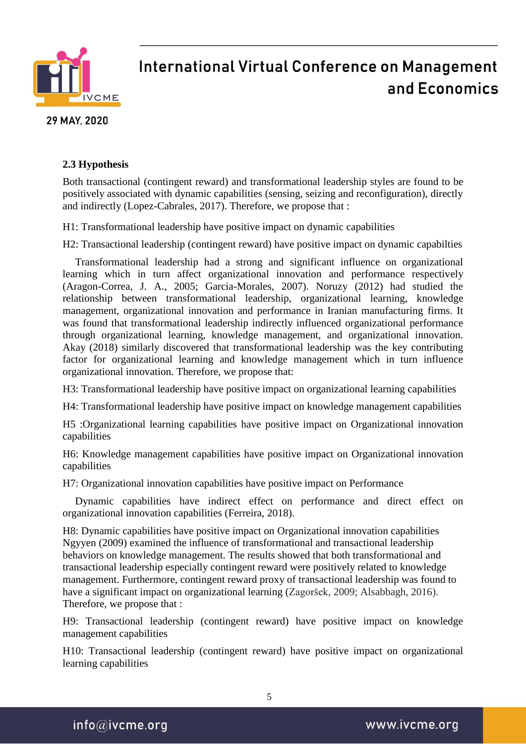### 2.3 Hypothesis

Both transactional (contingent reward) and transformational leadership styles are found to be positively associated with dynamic capabilities (sensing, seizing and reconfiguration), directly and indirectly (Lopez-Cabrales, 2017). Therefore, we propose that :

H1: Transformational leadership have positive impact on dynamic capabilities

H2: Transactional leadership (contingent reward) have positive impact on dynamic capabilties

Transformational leadership had a strong and significant influence on organizational learning which in turn affect organizational innovation and performance respectively (Aragon-Correa, J. A., 2005; Garcia-Morales, 2007). Noruzy (2012) had studied the relationship between transformational leadership, organizational learning, knowledge management, organizational innovation and performance in Iranian manufacturing firms. It was found that transformational leadership indirectly influenced organizational performance through organizational learning, knowledge management, and organizational innovation. Akay (2018) similarly discovered that transformational leadership was the key contributing factor for organizational learning and knowledge management which in turn influence organizational innovation. Therefore, we propose that:

H3: Transformational leadership have positive impact on organizational learning capabilities

H4: Transformational leadership have positive impact on knowledge management capabilities

H5 :Organizational learning capabilities have positive impact on Organizational innovation capabilities

H6: Knowledge management capabilities have positive impact on Organizational innovation capabilities

H7: Organizational innovation capabilities have positive impact on Performance

Dynamic capabilities have indirect effect on performance and direct effect on organizational innovation capabilities (Ferreira, 2018).

H8: Dynamic capabilities have positive impact on Organizational innovation capabilities
Ngyyen (2009) examined the influence of transformational and transactional leadership behaviors on knowledge management. The results showed that both transformational and transactional leadership especially contingent reward were positively related to knowledge management. Furthermore, contingent reward proxy of transactional leadership was found to have a significant impact on organizational learning (Zagoršek, 2009; Alsabbagh, 2016). Therefore, we propose that :

H9: Transactional leadership (contingent reward) have positive impact on knowledge management capabilities

H10: Transactional leadership (contingent reward) have positive impact on organizational learning capabilities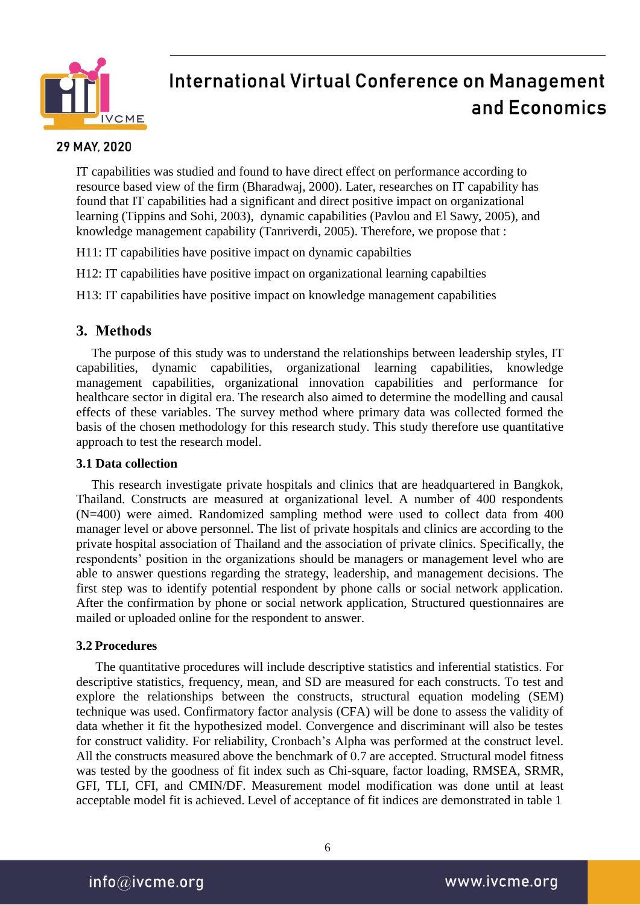IT capabilities was studied and found to have direct effect on performance according to resource based view of the firm (Bharadwaj, 2000). Later, researches on IT capability has found that IT capabilities had a significant and direct positive impact on organizational learning (Tippins and Sohi, 2003), dynamic capabilities (Pavlou and El Sawy, 2005), and knowledge management capability (Tanriverdi, 2005). Therefore, we propose that :

H11: IT capabilities have positive impact on dynamic capabilties

H12: IT capabilities have positive impact on organizational learning capabilties

H13: IT capabilities have positive impact on knowledge management capabilities

## 3. Methods

The purpose of this study was to understand the relationships between leadership styles, IT capabilities, dynamic capabilities, organizational learning capabilities, knowledge management capabilities, organizational innovation capabilities and performance for healthcare sector in digital era. The research also aimed to determine the modelling and causal effects of these variables. The survey method where primary data was collected formed the basis of the chosen methodology for this research study. This study therefore use quantitative approach to test the research model.

### 3.1 Data collection

This research investigate private hospitals and clinics that are headquartered in Bangkok, Thailand. Constructs are measured at organizational level. A number of 400 respondents (N=400) were aimed. Randomized sampling method were used to collect data from 400 manager level or above personnel. The list of private hospitals and clinics are according to the private hospital association of Thailand and the association of private clinics. Specifically, the respondents' position in the organizations should be managers or management level who are able to answer questions regarding the strategy, leadership, and management decisions. The first step was to identify potential respondent by phone calls or social network application. After the confirmation by phone or social network application, Structured questionnaires are mailed or uploaded online for the respondent to answer.

### 3.2 Procedures

The quantitative procedures will include descriptive statistics and inferential statistics. For descriptive statistics, frequency, mean, and SD are measured for each constructs. To test and explore the relationships between the constructs, structural equation modeling (SEM) technique was used. Confirmatory factor analysis (CFA) will be done to assess the validity of data whether it fit the hypothesized model. Convergence and discriminant will also be testes for construct validity. For reliability, Cronbach's Alpha was performed at the construct level. All the constructs measured above the benchmark of 0.7 are accepted. Structural model fitness was tested by the goodness of fit index such as Chi-square, factor loading, RMSEA, SRMR, GFI, TLI, CFI, and CMIN/DF. Measurement model modification was done until at least acceptable model fit is achieved. Level of acceptance of fit indices are demonstrated in table 1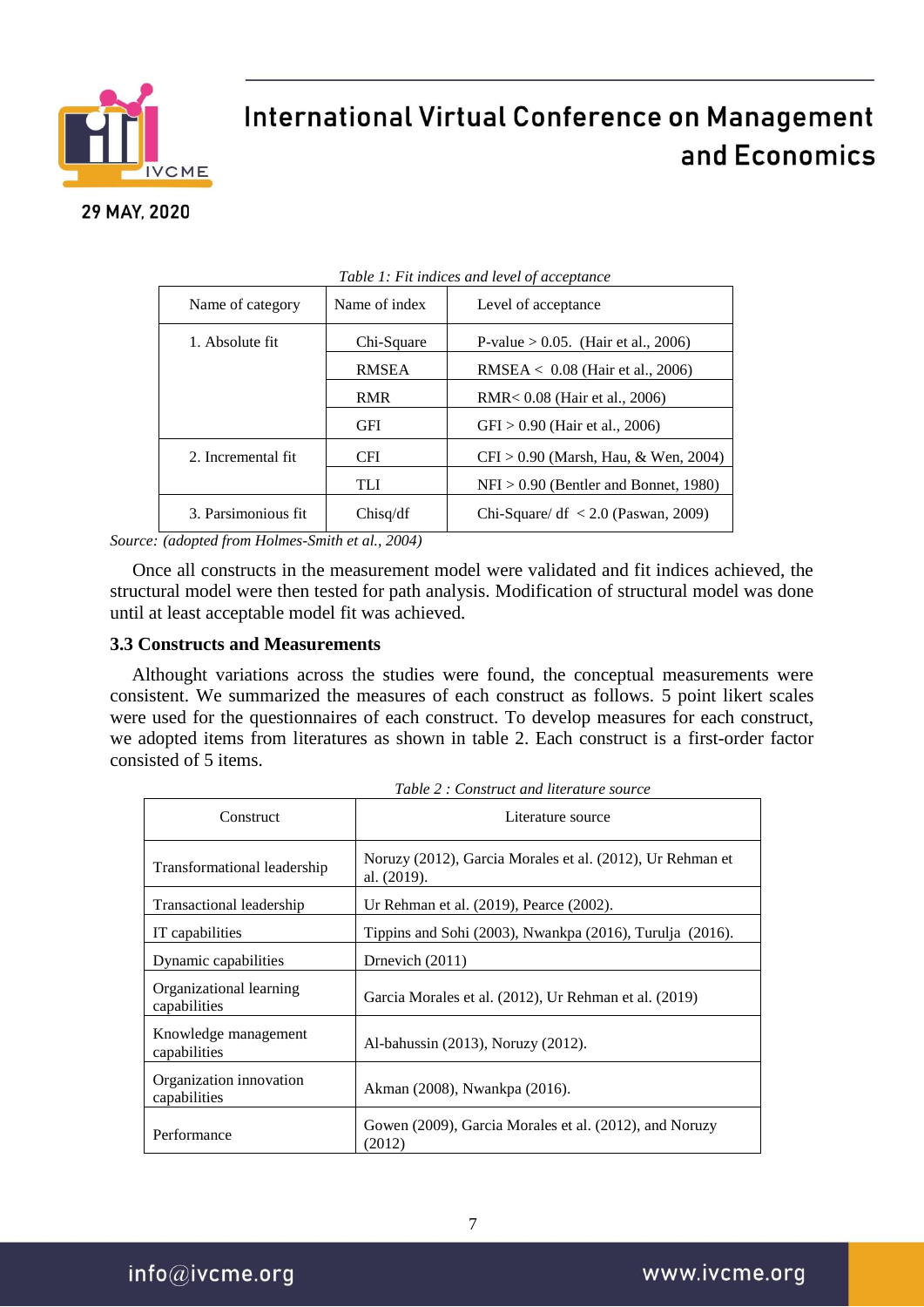*Table 1: Fit indices and level of acceptance*

| Name of category | Name of index | Level of acceptance |
|---|---|---|
| 1. Absolute fit | Chi-Square | P-value > 0.05. (Hair et al., 2006) |
| | RMSEA | RMSEA < 0.08 (Hair et al., 2006) |
| | RMR | RMR< 0.08 (Hair et al., 2006) |
| | GFI | GFI > 0.90 (Hair et al., 2006) |
| 2. Incremental fit | CFI | CFI > 0.90 (Marsh, Hau, & Wen, 2004) |
| | TLI | NFI > 0.90 (Bentler and Bonnet, 1980) |
| 3. Parsimonious fit | Chisq/df | Chi-Square/ df < 2.0 (Paswan, 2009) |

*Source: (adopted from Holmes-Smith et al., 2004)*

Once all constructs in the measurement model were validated and fit indices achieved, the structural model were then tested for path analysis. Modification of structural model was done until at least acceptable model fit was achieved.

### 3.3 Constructs and Measurements

Althought variations across the studies were found, the conceptual measurements were consistent. We summarized the measures of each construct as follows. 5 point likert scales were used for the questionnaires of each construct. To develop measures for each construct, we adopted items from literatures as shown in table 2. Each construct is a first-order factor consisted of 5 items.

*Table 2 : Construct and literature source*

| Construct | Literature source |
|---|---|
| Transformational leadership | Noruzy (2012), Garcia Morales et al. (2012), Ur Rehman et al. (2019). |
| Transactional leadership | Ur Rehman et al. (2019), Pearce (2002). |
| IT capabilities | Tippins and Sohi (2003), Nwankpa (2016), Turulja (2016). |
| Dynamic capabilities | Drnevich (2011) |
| Organizational learning capabilities | Garcia Morales et al. (2012), Ur Rehman et al. (2019) |
| Knowledge management capabilities | Al-bahussin (2013), Noruzy (2012). |
| Organization innovation capabilities | Akman (2008), Nwankpa (2016). |
| Performance | Gowen (2009), Garcia Morales et al. (2012), and Noruzy (2012) |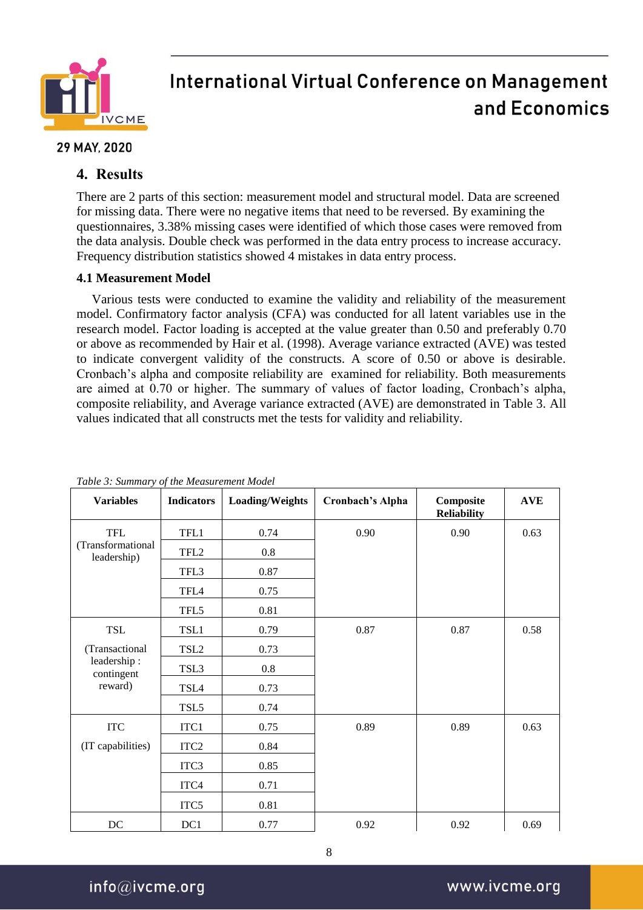## 4. Results

There are 2 parts of this section: measurement model and structural model. Data are screened for missing data. There were no negative items that need to be reversed. By examining the questionnaires, 3.38% missing cases were identified of which those cases were removed from the data analysis. Double check was performed in the data entry process to increase accuracy. Frequency distribution statistics showed 4 mistakes in data entry process.

### 4.1 Measurement Model

Various tests were conducted to examine the validity and reliability of the measurement model. Confirmatory factor analysis (CFA) was conducted for all latent variables use in the research model. Factor loading is accepted at the value greater than 0.50 and preferably 0.70 or above as recommended by Hair et al. (1998). Average variance extracted (AVE) was tested to indicate convergent validity of the constructs. A score of 0.50 or above is desirable. Cronbach's alpha and composite reliability are examined for reliability. Both measurements are aimed at 0.70 or higher. The summary of values of factor loading, Cronbach's alpha, composite reliability, and Average variance extracted (AVE) are demonstrated in Table 3. All values indicated that all constructs met the tests for validity and reliability.

*Table 3: Summary of the Measurement Model*

| Variables | Indicators | Loading/Weights | Cronbach's Alpha | Composite Reliability | AVE |
|---|---|---|---|---|---|
| TFL (Transformational leadership) | TFL1 | 0.74 | 0.90 | 0.90 | 0.63 |
| | TFL2 | 0.8 | | | |
| | TFL3 | 0.87 | | | |
| | TFL4 | 0.75 | | | |
| | TFL5 | 0.81 | | | |
| TSL (Transactional leadership : contingent reward) | TSL1 | 0.79 | 0.87 | 0.87 | 0.58 |
| | TSL2 | 0.73 | | | |
| | TSL3 | 0.8 | | | |
| | TSL4 | 0.73 | | | |
| | TSL5 | 0.74 | | | |
| ITC (IT capabilities) | ITC1 | 0.75 | 0.89 | 0.89 | 0.63 |
| | ITC2 | 0.84 | | | |
| | ITC3 | 0.85 | | | |
| | ITC4 | 0.71 | | | |
| | ITC5 | 0.81 | | | |
| DC | DC1 | 0.77 | 0.92 | 0.92 | 0.69 |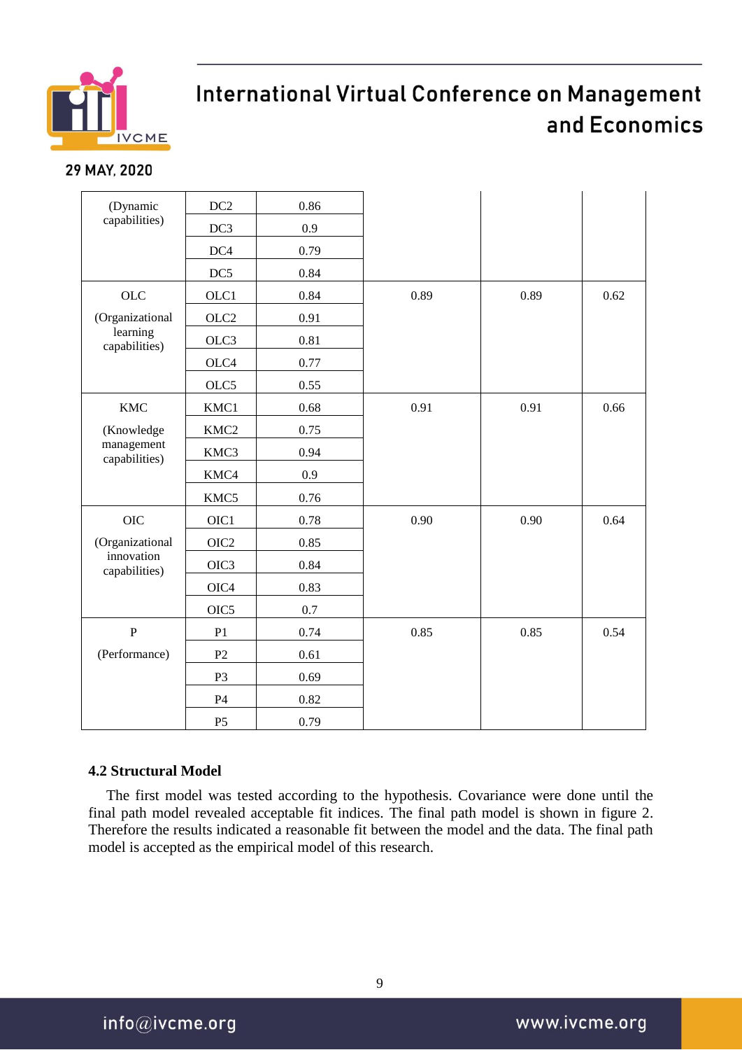| | | | | | |
|---|---|---|---|---|---|
| (Dynamic capabilities) | DC2 | 0.86 | | | |
| | DC3 | 0.9 | | | |
| | DC4 | 0.79 | | | |
| | DC5 | 0.84 | | | |
| OLC (Organizational learning capabilities) | OLC1 | 0.84 | 0.89 | 0.89 | 0.62 |
| | OLC2 | 0.91 | | | |
| | OLC3 | 0.81 | | | |
| | OLC4 | 0.77 | | | |
| | OLC5 | 0.55 | | | |
| KMC (Knowledge management capabilities) | KMC1 | 0.68 | 0.91 | 0.91 | 0.66 |
| | KMC2 | 0.75 | | | |
| | KMC3 | 0.94 | | | |
| | KMC4 | 0.9 | | | |
| | KMC5 | 0.76 | | | |
| OIC (Organizational innovation capabilities) | OIC1 | 0.78 | 0.90 | 0.90 | 0.64 |
| | OIC2 | 0.85 | | | |
| | OIC3 | 0.84 | | | |
| | OIC4 | 0.83 | | | |
| | OIC5 | 0.7 | | | |
| P (Performance) | P1 | 0.74 | 0.85 | 0.85 | 0.54 |
| | P2 | 0.61 | | | |
| | P3 | 0.69 | | | |
| | P4 | 0.82 | | | |
| | P5 | 0.79 | | | |

### 4.2 Structural Model

The first model was tested according to the hypothesis. Covariance were done until the final path model revealed acceptable fit indices. The final path model is shown in figure 2. Therefore the results indicated a reasonable fit between the model and the data. The final path model is accepted as the empirical model of this research.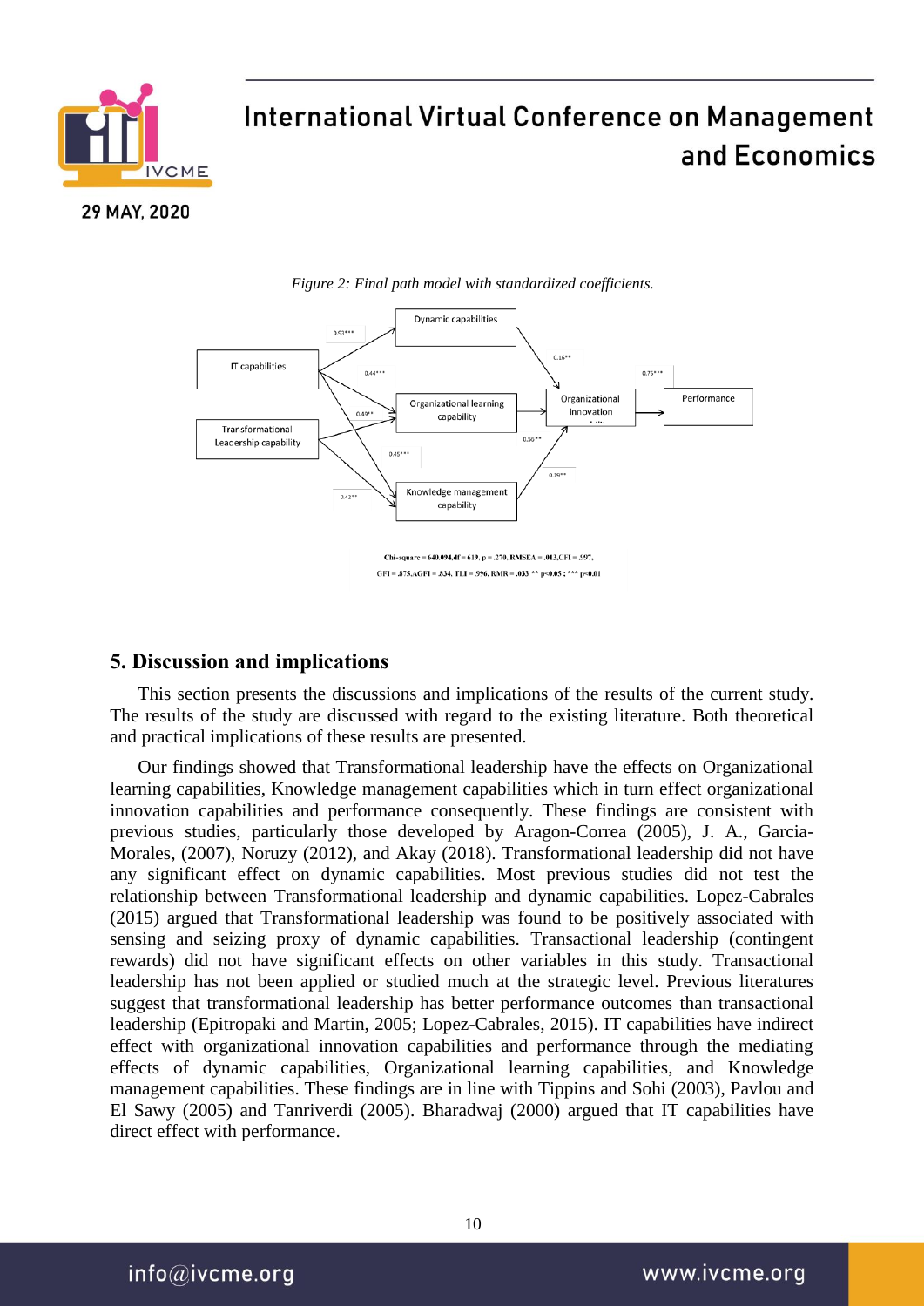*Figure 2: Final path model with standardized coefficients.*

Chi-square = 640.094, df = 619, p = .270, RMSEA = .013, CFI = .997, GFI = .875, AGFI = .834, TLI = .996, RMR = .033 ** p<0.05 ; *** p<0.01

## 5. Discussion and implications

This section presents the discussions and implications of the results of the current study. The results of the study are discussed with regard to the existing literature. Both theoretical and practical implications of these results are presented.

Our findings showed that Transformational leadership have the effects on Organizational learning capabilities, Knowledge management capabilities which in turn effect organizational innovation capabilities and performance consequently. These findings are consistent with previous studies, particularly those developed by Aragon-Correa (2005), J. A., Garcia-Morales, (2007), Noruzy (2012), and Akay (2018). Transformational leadership did not have any significant effect on dynamic capabilities. Most previous studies did not test the relationship between Transformational leadership and dynamic capabilities. Lopez-Cabrales (2015) argued that Transformational leadership was found to be positively associated with sensing and seizing proxy of dynamic capabilities. Transactional leadership (contingent rewards) did not have significant effects on other variables in this study. Transactional leadership has not been applied or studied much at the strategic level. Previous literatures suggest that transformational leadership has better performance outcomes than transactional leadership (Epitropaki and Martin, 2005; Lopez-Cabrales, 2015). IT capabilities have indirect effect with organizational innovation capabilities and performance through the mediating effects of dynamic capabilities, Organizational learning capabilities, and Knowledge management capabilities. These findings are in line with Tippins and Sohi (2003), Pavlou and El Sawy (2005) and Tanriverdi (2005). Bharadwaj (2000) argued that IT capabilities have direct effect with performance.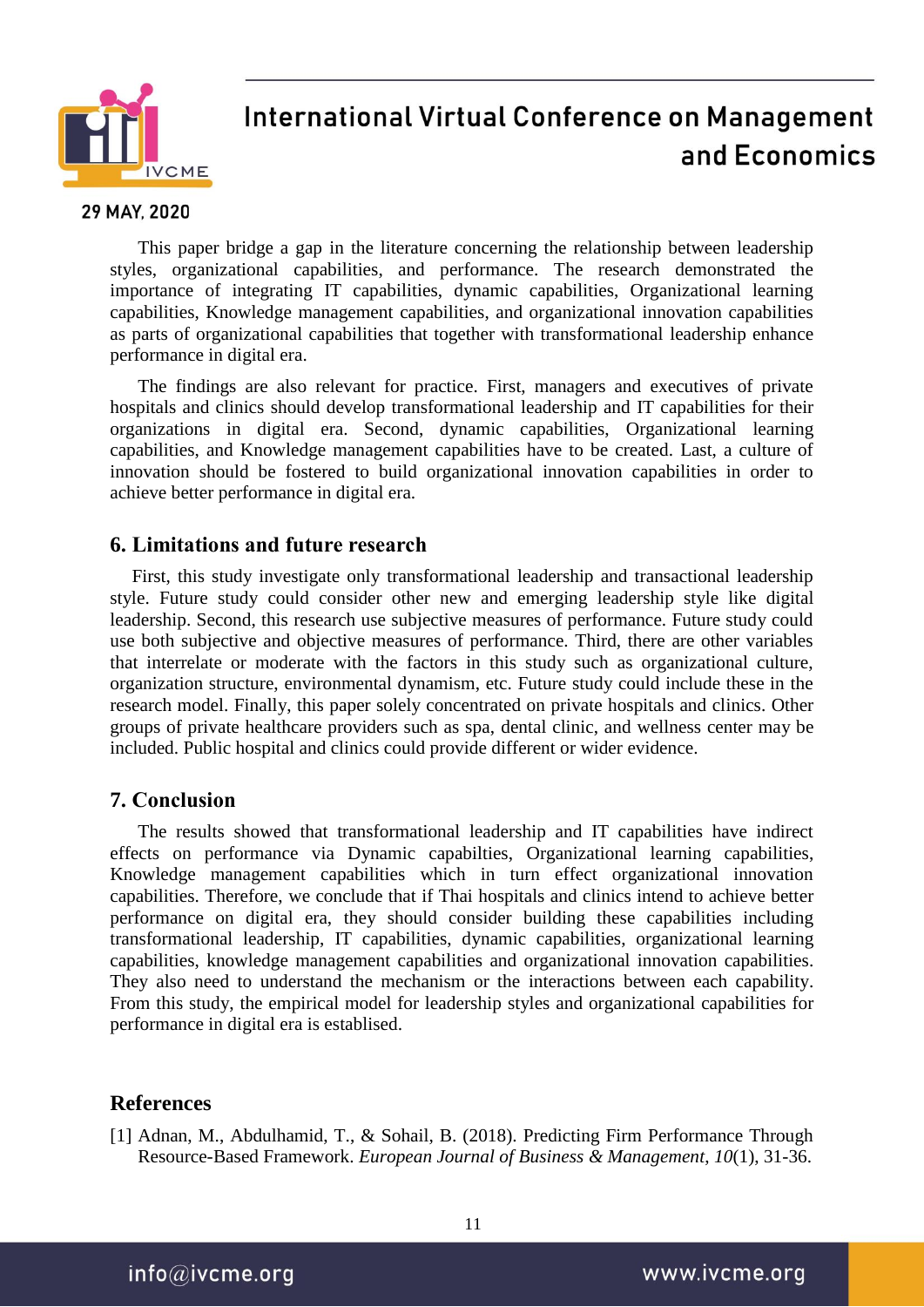This paper bridge a gap in the literature concerning the relationship between leadership styles, organizational capabilities, and performance. The research demonstrated the importance of integrating IT capabilities, dynamic capabilities, Organizational learning capabilities, Knowledge management capabilities, and organizational innovation capabilities as parts of organizational capabilities that together with transformational leadership enhance performance in digital era.

The findings are also relevant for practice. First, managers and executives of private hospitals and clinics should develop transformational leadership and IT capabilities for their organizations in digital era. Second, dynamic capabilities, Organizational learning capabilities, and Knowledge management capabilities have to be created. Last, a culture of innovation should be fostered to build organizational innovation capabilities in order to achieve better performance in digital era.

## 6. Limitations and future research

First, this study investigate only transformational leadership and transactional leadership style. Future study could consider other new and emerging leadership style like digital leadership. Second, this research use subjective measures of performance. Future study could use both subjective and objective measures of performance. Third, there are other variables that interrelate or moderate with the factors in this study such as organizational culture, organization structure, environmental dynamism, etc. Future study could include these in the research model. Finally, this paper solely concentrated on private hospitals and clinics. Other groups of private healthcare providers such as spa, dental clinic, and wellness center may be included. Public hospital and clinics could provide different or wider evidence.

## 7. Conclusion

The results showed that transformational leadership and IT capabilities have indirect effects on performance via Dynamic capabilties, Organizational learning capabilities, Knowledge management capabilities which in turn effect organizational innovation capabilities. Therefore, we conclude that if Thai hospitals and clinics intend to achieve better performance on digital era, they should consider building these capabilities including transformational leadership, IT capabilities, dynamic capabilities, organizational learning capabilities, knowledge management capabilities and organizational innovation capabilities. They also need to understand the mechanism or the interactions between each capability. From this study, the empirical model for leadership styles and organizational capabilities for performance in digital era is estabilsed.

## References

[1] Adnan, M., Abdulhamid, T., & Sohail, B. (2018). Predicting Firm Performance Through Resource-Based Framework. *European Journal of Business & Management*, *10*(1), 31-36.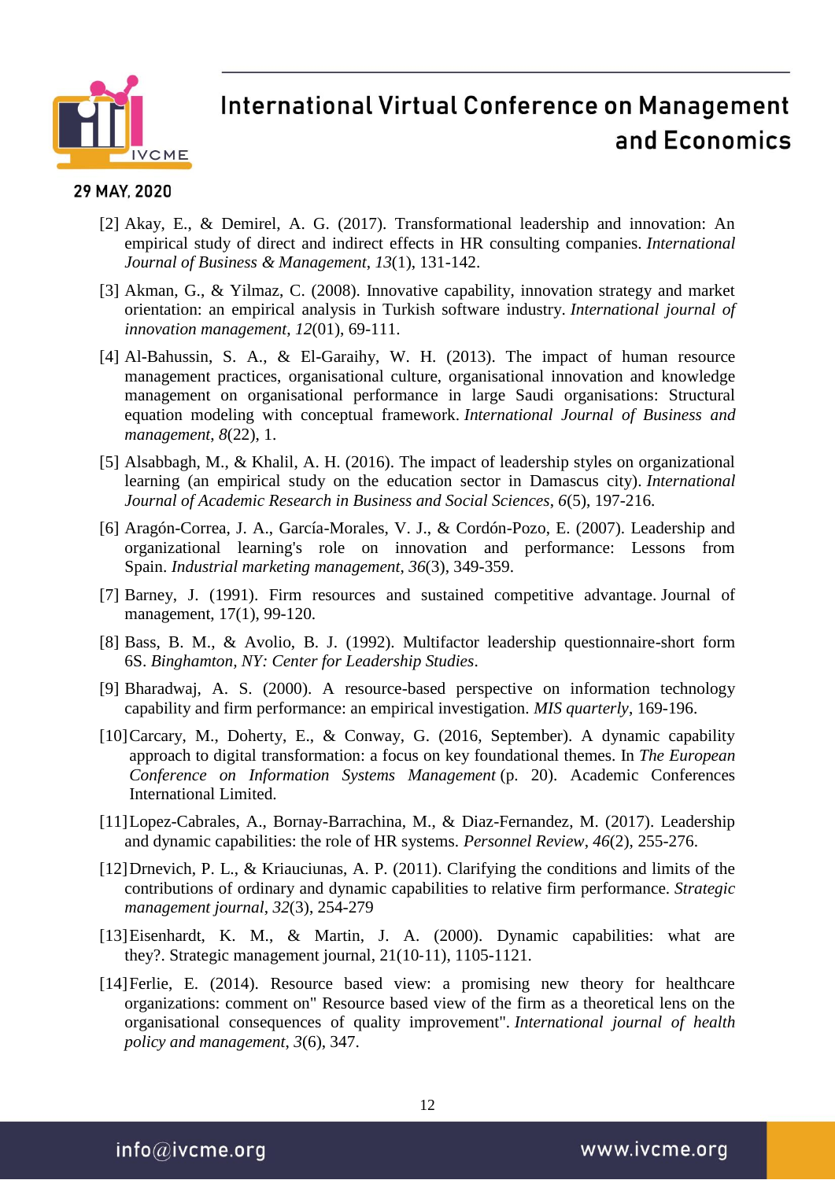[2] Akay, E., & Demirel, A. G. (2017). Transformational leadership and innovation: An empirical study of direct and indirect effects in HR consulting companies. *International Journal of Business & Management*, *13*(1), 131-142.

[3] Akman, G., & Yilmaz, C. (2008). Innovative capability, innovation strategy and market orientation: an empirical analysis in Turkish software industry. *International journal of innovation management*, *12*(01), 69-111.

[4] Al-Bahussin, S. A., & El-Garaihy, W. H. (2013). The impact of human resource management practices, organisational culture, organisational innovation and knowledge management on organisational performance in large Saudi organisations: Structural equation modeling with conceptual framework. *International Journal of Business and management*, *8*(22), 1.

[5] Alsabbagh, M., & Khalil, A. H. (2016). The impact of leadership styles on organizational learning (an empirical study on the education sector in Damascus city). *International Journal of Academic Research in Business and Social Sciences*, *6*(5), 197-216.

[6] Aragón-Correa, J. A., García-Morales, V. J., & Cordón-Pozo, E. (2007). Leadership and organizational learning's role on innovation and performance: Lessons from Spain. *Industrial marketing management*, *36*(3), 349-359.

[7] Barney, J. (1991). Firm resources and sustained competitive advantage. Journal of management, 17(1), 99-120.

[8] Bass, B. M., & Avolio, B. J. (1992). Multifactor leadership questionnaire-short form 6S. *Binghamton, NY: Center for Leadership Studies*.

[9] Bharadwaj, A. S. (2000). A resource-based perspective on information technology capability and firm performance: an empirical investigation. *MIS quarterly*, 169-196.

[10] Carcary, M., Doherty, E., & Conway, G. (2016, September). A dynamic capability approach to digital transformation: a focus on key foundational themes. In *The European Conference on Information Systems Management* (p. 20). Academic Conferences International Limited.

[11] Lopez-Cabrales, A., Bornay-Barrachina, M., & Diaz-Fernandez, M. (2017). Leadership and dynamic capabilities: the role of HR systems. *Personnel Review*, *46*(2), 255-276.

[12] Drnevich, P. L., & Kriauciunas, A. P. (2011). Clarifying the conditions and limits of the contributions of ordinary and dynamic capabilities to relative firm performance. *Strategic management journal*, *32*(3), 254-279

[13] Eisenhardt, K. M., & Martin, J. A. (2000). Dynamic capabilities: what are they?. Strategic management journal, 21(10-11), 1105-1121.

[14] Ferlie, E. (2014). Resource based view: a promising new theory for healthcare organizations: comment on" Resource based view of the firm as a theoretical lens on the organisational consequences of quality improvement". *International journal of health policy and management*, *3*(6), 347.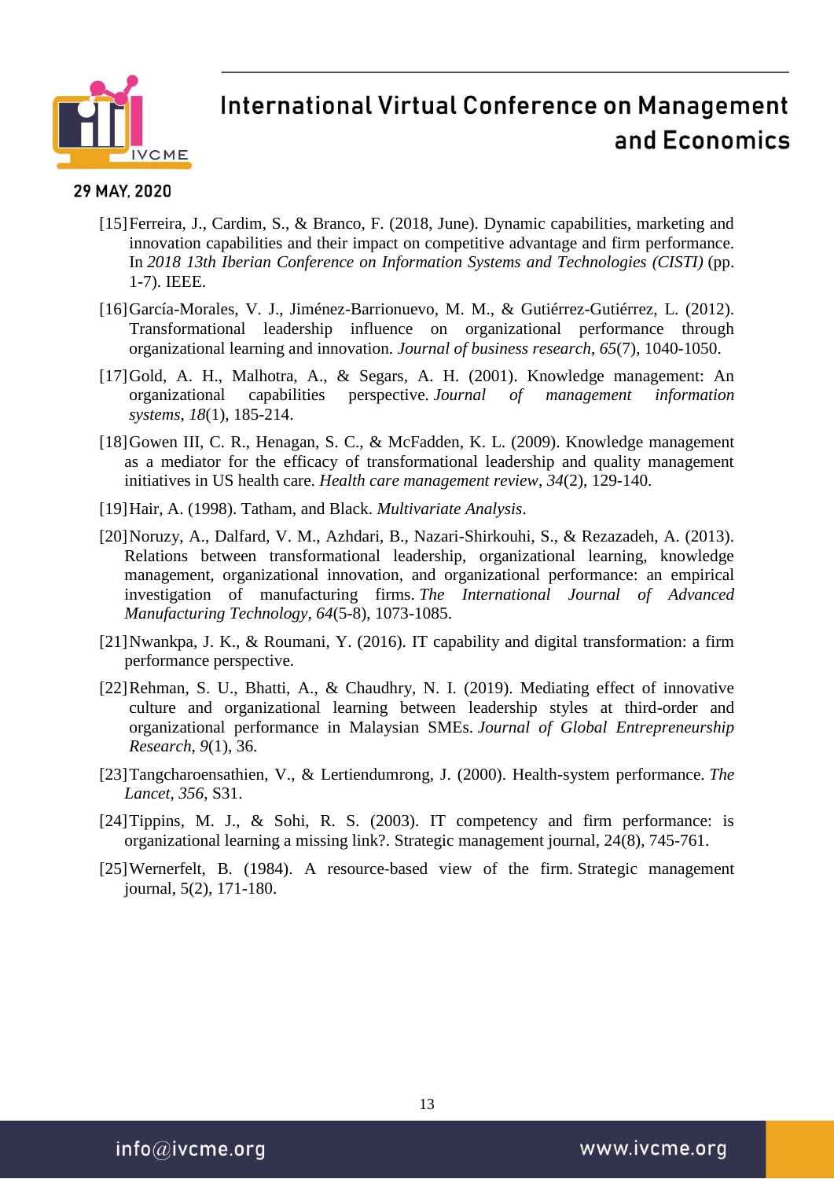[15] Ferreira, J., Cardim, S., & Branco, F. (2018, June). Dynamic capabilities, marketing and innovation capabilities and their impact on competitive advantage and firm performance. In *2018 13th Iberian Conference on Information Systems and Technologies (CISTI)* (pp. 1-7). IEEE.

[16] García-Morales, V. J., Jiménez-Barrionuevo, M. M., & Gutiérrez-Gutiérrez, L. (2012). Transformational leadership influence on organizational performance through organizational learning and innovation. *Journal of business research*, *65*(7), 1040-1050.

[17] Gold, A. H., Malhotra, A., & Segars, A. H. (2001). Knowledge management: An organizational capabilities perspective. *Journal of management information systems*, *18*(1), 185-214.

[18] Gowen III, C. R., Henagan, S. C., & McFadden, K. L. (2009). Knowledge management as a mediator for the efficacy of transformational leadership and quality management initiatives in US health care. *Health care management review*, *34*(2), 129-140.

[19] Hair, A. (1998). Tatham, and Black. *Multivariate Analysis*.

[20] Noruzy, A., Dalfard, V. M., Azhdari, B., Nazari-Shirkouhi, S., & Rezazadeh, A. (2013). Relations between transformational leadership, organizational learning, knowledge management, organizational innovation, and organizational performance: an empirical investigation of manufacturing firms. *The International Journal of Advanced Manufacturing Technology*, *64*(5-8), 1073-1085.

[21] Nwankpa, J. K., & Roumani, Y. (2016). IT capability and digital transformation: a firm performance perspective.

[22] Rehman, S. U., Bhatti, A., & Chaudhry, N. I. (2019). Mediating effect of innovative culture and organizational learning between leadership styles at third-order and organizational performance in Malaysian SMEs. *Journal of Global Entrepreneurship Research*, *9*(1), 36.

[23] Tangcharoensathien, V., & Lertiendumrong, J. (2000). Health-system performance. *The Lancet*, *356*, S31.

[24] Tippins, M. J., & Sohi, R. S. (2003). IT competency and firm performance: is organizational learning a missing link?. Strategic management journal, 24(8), 745-761.

[25] Wernerfelt, B. (1984). A resource-based view of the firm. Strategic management journal, 5(2), 171-180.